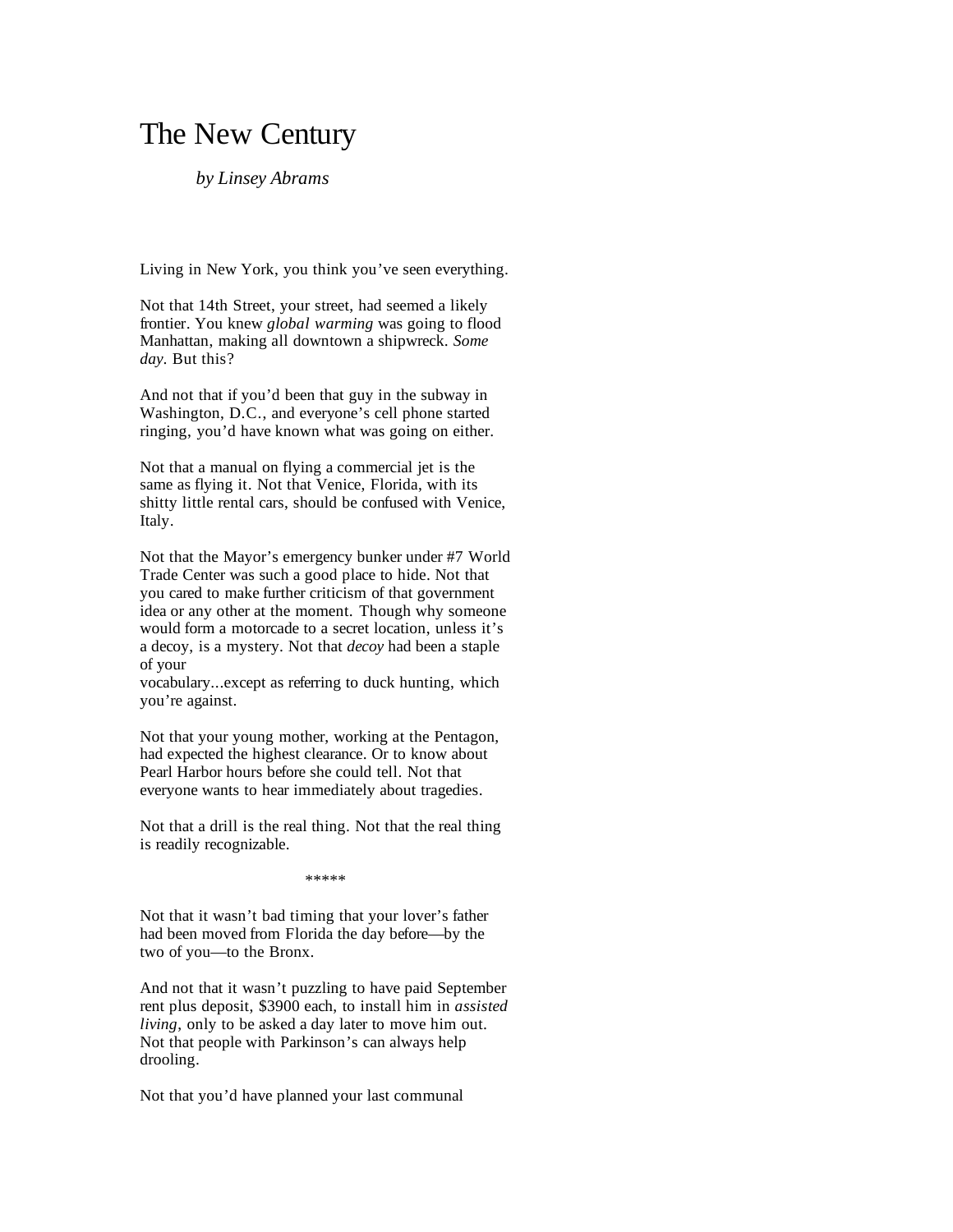# The New Century

*by Linsey Abrams*

Living in New York, you think you've seen everything.

Not that 14th Street, your street, had seemed a likely frontier. You knew *global warming* was going to flood Manhattan, making all downtown a shipwreck. *Some day*. But this?

And not that if you'd been that guy in the subway in Washington, D.C., and everyone's cell phone started ringing, you'd have known what was going on either.

Not that a manual on flying a commercial jet is the same as flying it. Not that Venice, Florida, with its shitty little rental cars, should be confused with Venice, Italy.

Not that the Mayor's emergency bunker under #7 World Trade Center was such a good place to hide. Not that you cared to make further criticism of that government idea or any other at the moment. Though why someone would form a motorcade to a secret location, unless it's a decoy, is a mystery. Not that *decoy* had been a staple of your vocabulary...except as referring to duck hunting, which you're against.

Not that your young mother, working at the Pentagon, had expected the highest clearance. Or to know about Pearl Harbor hours before she could tell. Not that everyone wants to hear immediately about tragedies.

Not that a drill is the real thing. Not that the real thing is readily recognizable.

*****

Not that it wasn't bad timing that your lover's father had been moved from Florida the day before—by the two of you—to the Bronx.

And not that it wasn't puzzling to have paid September rent plus deposit, $3900 each, to install him in *assisted living*, only to be asked a day later to move him out. Not that people with Parkinson's can always help drooling.

Not that you'd have planned your last communal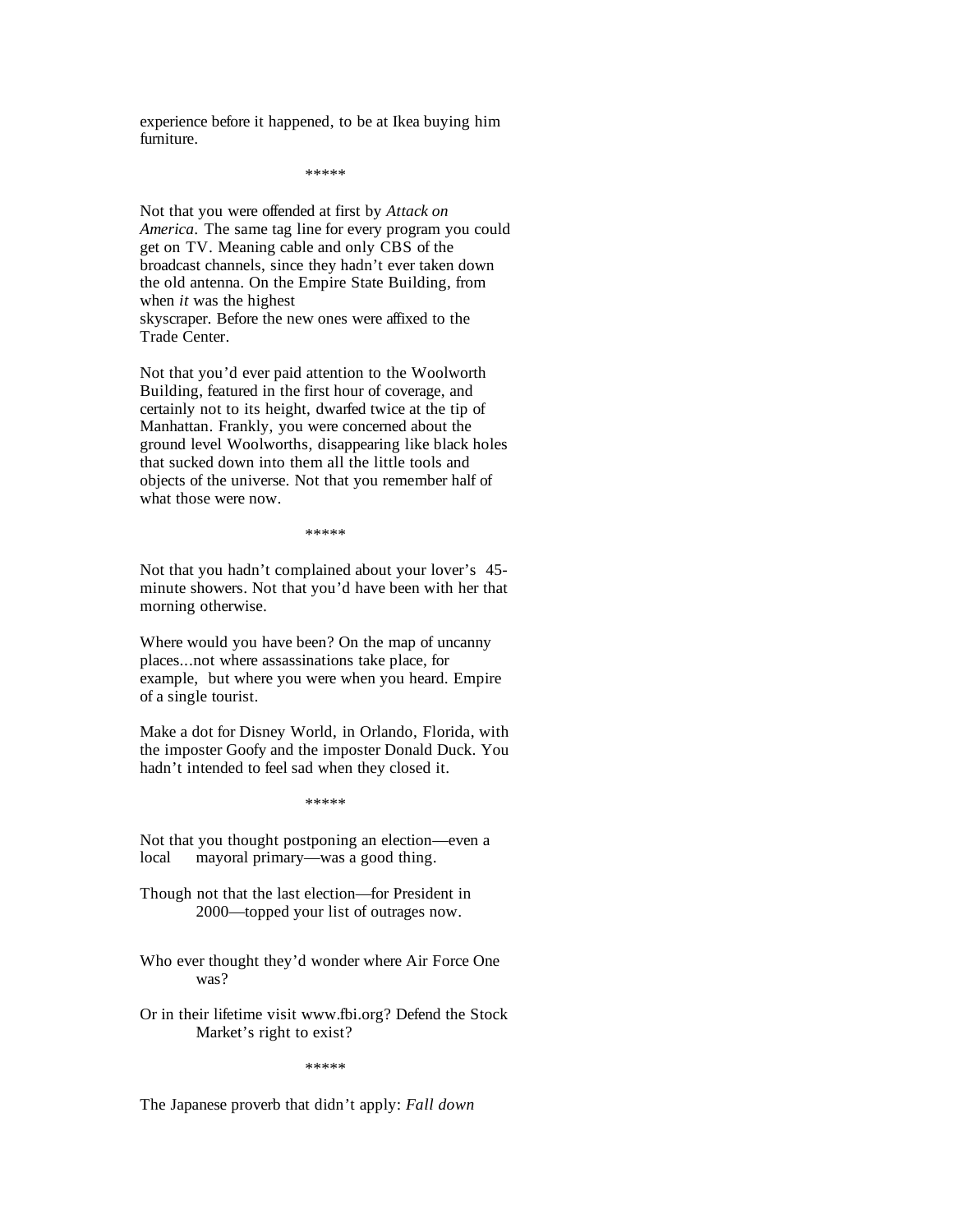experience before it happened, to be at Ikea buying him furniture.

*****

Not that you were offended at first by *Attack on America*. The same tag line for every program you could get on TV. Meaning cable and only CBS of the broadcast channels, since they hadn't ever taken down the old antenna. On the Empire State Building, from when *it* was the highest skyscraper. Before the new ones were affixed to the Trade Center.

Not that you'd ever paid attention to the Woolworth Building, featured in the first hour of coverage, and certainly not to its height, dwarfed twice at the tip of Manhattan. Frankly, you were concerned about the ground level Woolworths, disappearing like black holes that sucked down into them all the little tools and objects of the universe. Not that you remember half of what those were now.

*****

Not that you hadn't complained about your lover's 45-minute showers. Not that you'd have been with her that morning otherwise.

Where would you have been? On the map of uncanny places...not where assassinations take place, for example, but where you were when you heard. Empire of a single tourist.

Make a dot for Disney World, in Orlando, Florida, with the imposter Goofy and the imposter Donald Duck. You hadn't intended to feel sad when they closed it.

*****

Not that you thought postponing an election—even a local mayoral primary—was a good thing.

Though not that the last election—for President in 2000—topped your list of outrages now.

Who ever thought they'd wonder where Air Force One was?

Or in their lifetime visit www.fbi.org? Defend the Stock Market's right to exist?

*****

The Japanese proverb that didn't apply: *Fall down*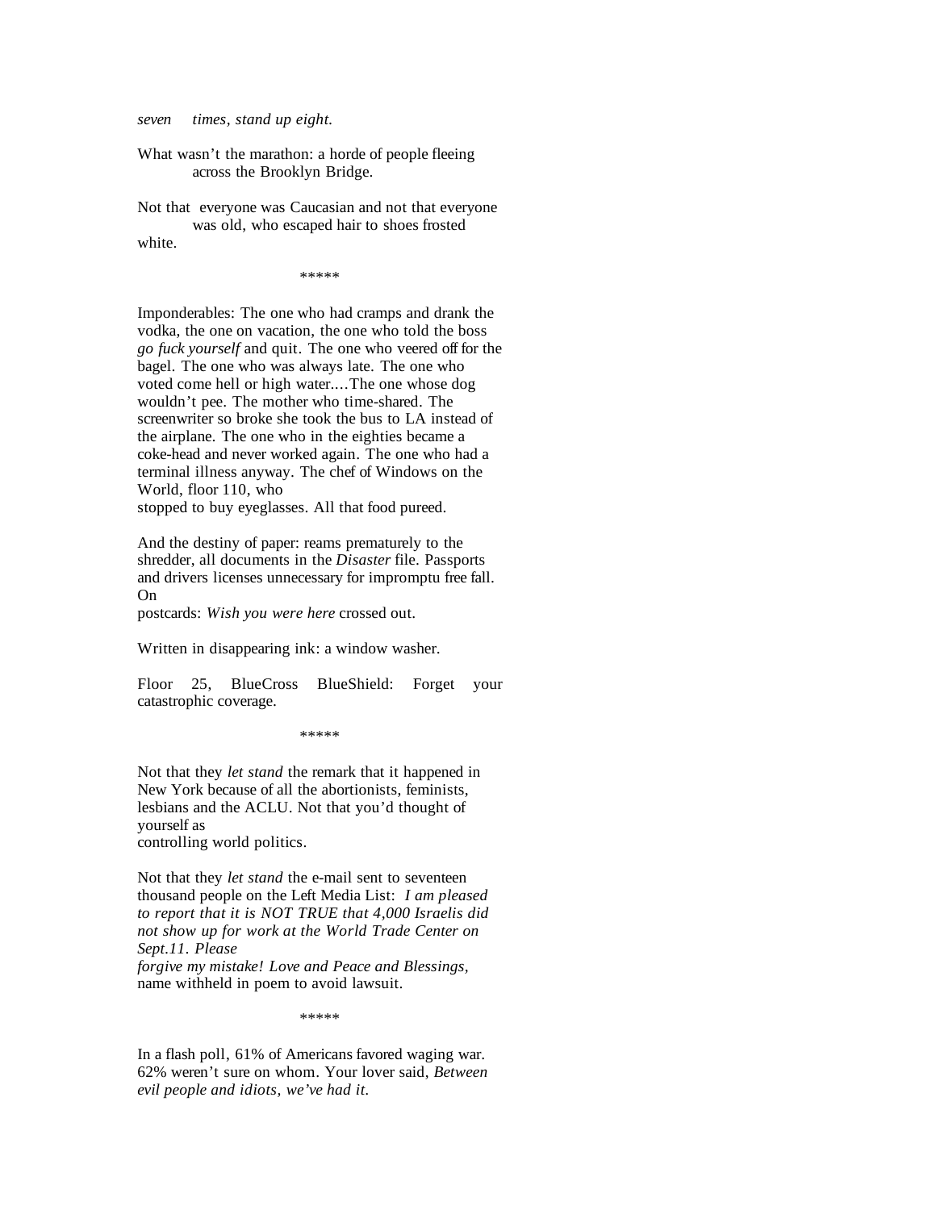*seven times, stand up eight.*

What wasn't the marathon: a horde of people fleeing
across the Brooklyn Bridge.

Not that everyone was Caucasian and not that everyone
was old, who escaped hair to shoes frosted
white.

*****

Imponderables: The one who had cramps and drank the vodka, the one on vacation, the one who told the boss *go fuck yourself* and quit. The one who veered off for the bagel. The one who was always late. The one who voted come hell or high water.…The one whose dog wouldn't pee. The mother who time-shared. The screenwriter so broke she took the bus to LA instead of the airplane. The one who in the eighties became a coke-head and never worked again. The one who had a terminal illness anyway. The chef of Windows on the World, floor 110, who
stopped to buy eyeglasses. All that food pureed.

And the destiny of paper: reams prematurely to the shredder, all documents in the *Disaster* file. Passports and drivers licenses unnecessary for impromptu free fall. On
postcards: *Wish you were here* crossed out.

Written in disappearing ink: a window washer.

Floor 25, BlueCross BlueShield: Forget your catastrophic coverage.

*****

Not that they *let stand* the remark that it happened in New York because of all the abortionists, feminists, lesbians and the ACLU. Not that you'd thought of yourself as
controlling world politics.

Not that they *let stand* the e-mail sent to seventeen thousand people on the Left Media List: *I am pleased to report that it is NOT TRUE that 4,000 Israelis did not show up for work at the World Trade Center on Sept.11. Please*
*forgive my mistake! Love and Peace and Blessings*,
name withheld in poem to avoid lawsuit.

*****

In a flash poll, 61% of Americans favored waging war. 62% weren't sure on whom. Your lover said, *Between evil people and idiots, we've had it.*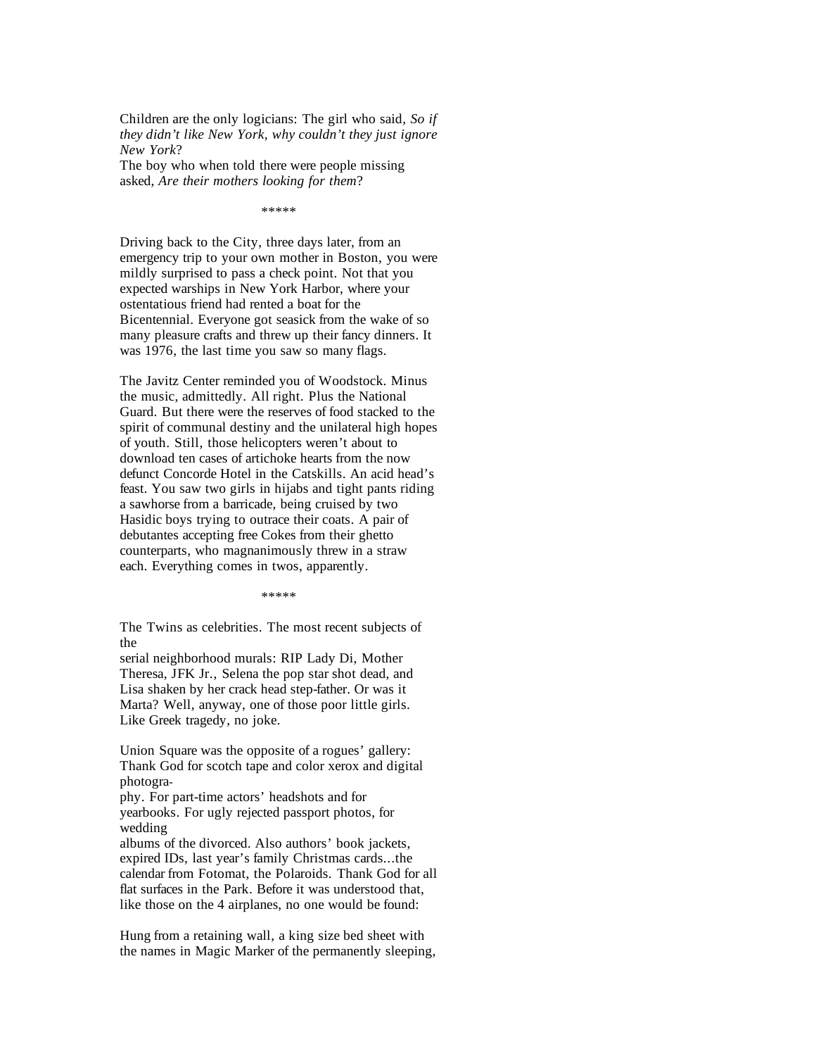Children are the only logicians: The girl who said, *So if they didn't like New York, why couldn't they just ignore New York*?
The boy who when told there were people missing asked, *Are their mothers looking for them*?

\*\*\*\*\*

Driving back to the City, three days later, from an emergency trip to your own mother in Boston, you were mildly surprised to pass a check point. Not that you expected warships in New York Harbor, where your ostentatious friend had rented a boat for the Bicentennial. Everyone got seasick from the wake of so many pleasure crafts and threw up their fancy dinners. It was 1976, the last time you saw so many flags.

The Javitz Center reminded you of Woodstock. Minus the music, admittedly. All right. Plus the National Guard. But there were the reserves of food stacked to the spirit of communal destiny and the unilateral high hopes of youth. Still, those helicopters weren't about to download ten cases of artichoke hearts from the now defunct Concorde Hotel in the Catskills. An acid head's feast. You saw two girls in hijabs and tight pants riding a sawhorse from a barricade, being cruised by two Hasidic boys trying to outrace their coats. A pair of debutantes accepting free Cokes from their ghetto counterparts, who magnanimously threw in a straw each. Everything comes in twos, apparently.

\*\*\*\*\*

The Twins as celebrities. The most recent subjects of the serial neighborhood murals: RIP Lady Di, Mother Theresa, JFK Jr., Selena the pop star shot dead, and Lisa shaken by her crack head step-father. Or was it Marta? Well, anyway, one of those poor little girls. Like Greek tragedy, no joke.

Union Square was the opposite of a rogues' gallery: Thank God for scotch tape and color xerox and digital photography. For part-time actors' headshots and for yearbooks. For ugly rejected passport photos, for wedding albums of the divorced. Also authors' book jackets, expired IDs, last year's family Christmas cards...the calendar from Fotomat, the Polaroids. Thank God for all flat surfaces in the Park. Before it was understood that, like those on the 4 airplanes, no one would be found:

Hung from a retaining wall, a king size bed sheet with the names in Magic Marker of the permanently sleeping,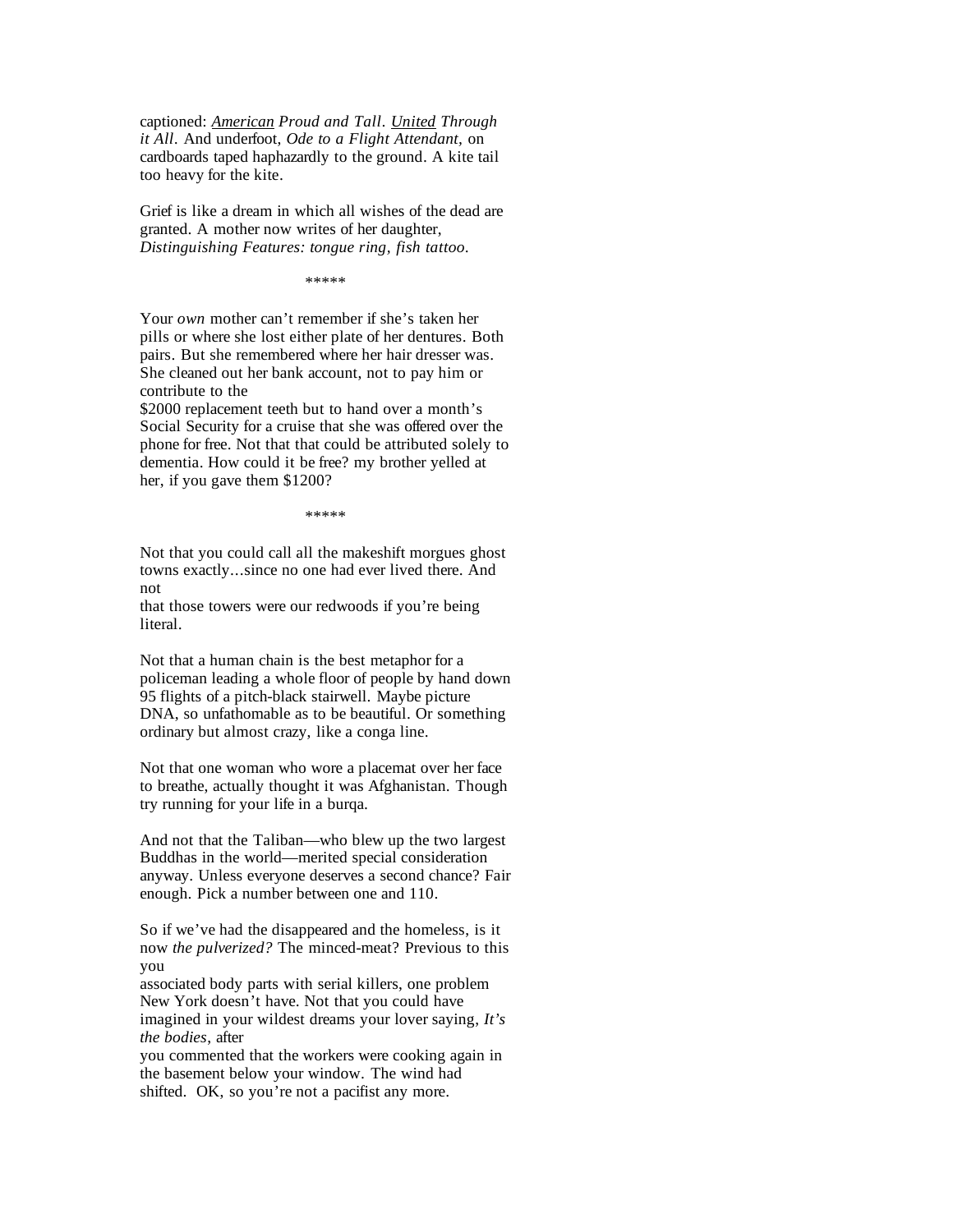captioned: _American_ *Proud and Tall*. _United_ *Through it All*. And underfoot, *Ode to a Flight Attendant,* on cardboards taped haphazardly to the ground. A kite tail too heavy for the kite.

Grief is like a dream in which all wishes of the dead are granted. A mother now writes of her daughter, *Distinguishing Features: tongue ring, fish tattoo.*

*****

Your *own* mother can't remember if she's taken her pills or where she lost either plate of her dentures. Both pairs. But she remembered where her hair dresser was. She cleaned out her bank account, not to pay him or contribute to the $2000 replacement teeth but to hand over a month's Social Security for a cruise that she was offered over the phone for free. Not that that could be attributed solely to dementia. How could it be free? my brother yelled at her, if you gave them $1200?

*****

Not that you could call all the makeshift morgues ghost towns exactly…since no one had ever lived there. And not that those towers were our redwoods if you're being literal.

Not that a human chain is the best metaphor for a policeman leading a whole floor of people by hand down 95 flights of a pitch-black stairwell. Maybe picture DNA, so unfathomable as to be beautiful. Or something ordinary but almost crazy, like a conga line.

Not that one woman who wore a placemat over her face to breathe, actually thought it was Afghanistan. Though try running for your life in a burqa.

And not that the Taliban—who blew up the two largest Buddhas in the world—merited special consideration anyway. Unless everyone deserves a second chance? Fair enough. Pick a number between one and 110.

So if we've had the disappeared and the homeless, is it now *the pulverized?* The minced-meat? Previous to this you associated body parts with serial killers, one problem New York doesn't have. Not that you could have imagined in your wildest dreams your lover saying, *It's the bodies*, after you commented that the workers were cooking again in the basement below your window. The wind had shifted. OK, so you're not a pacifist any more.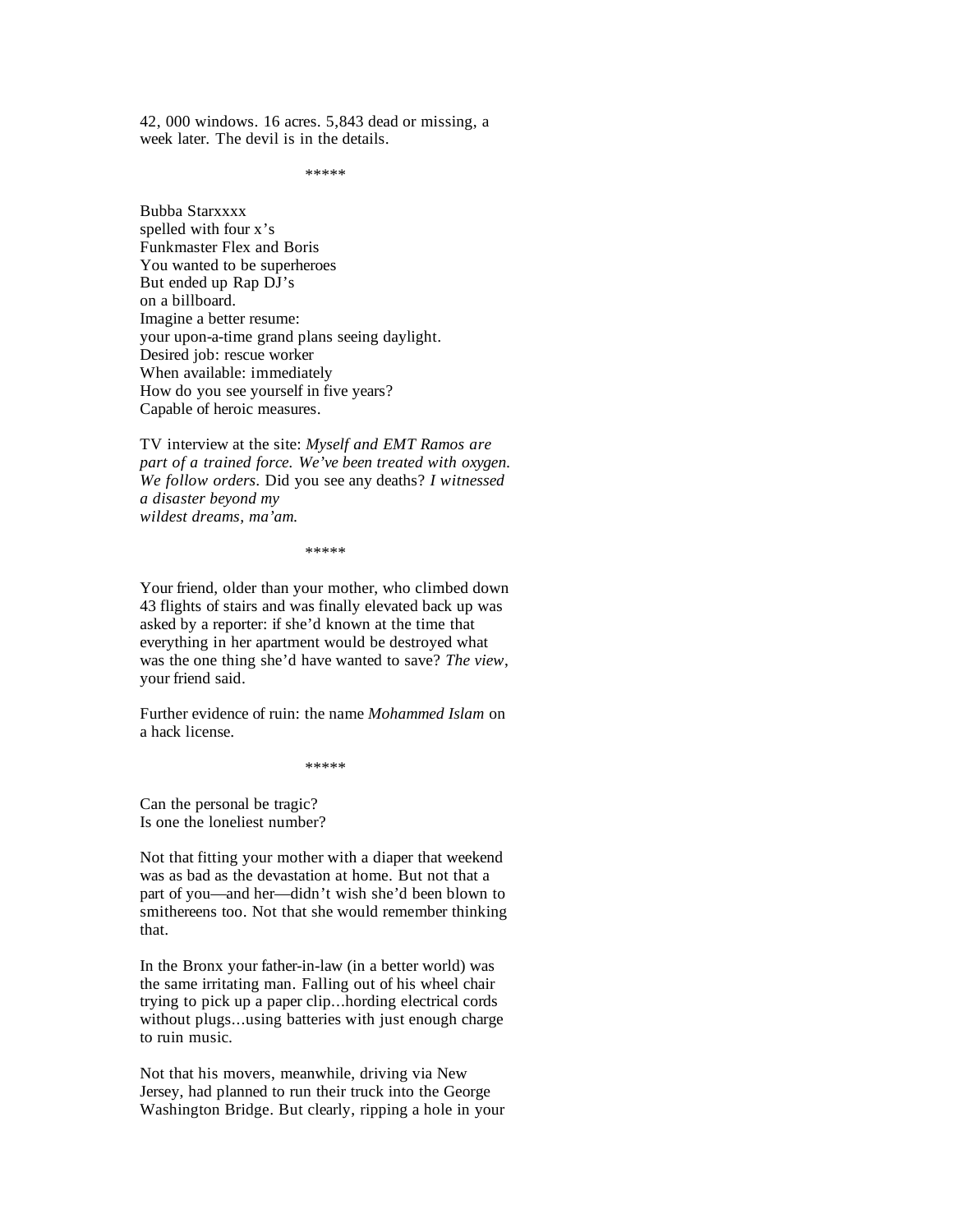42, 000 windows. 16 acres. 5,843 dead or missing, a week later. The devil is in the details.

*****

Bubba Starxxxx  
spelled with four x's  
Funkmaster Flex and Boris  
You wanted to be superheroes  
But ended up Rap DJ's  
on a billboard.  
Imagine a better resume:  
your upon-a-time grand plans seeing daylight.  
Desired job: rescue worker  
When available: immediately  
How do you see yourself in five years?  
Capable of heroic measures.

TV interview at the site: *Myself and EMT Ramos are part of a trained force. We've been treated with oxygen. We follow orders.* Did you see any deaths? *I witnessed a disaster beyond my*  
*wildest dreams, ma'am.*

*****

Your friend, older than your mother, who climbed down 43 flights of stairs and was finally elevated back up was asked by a reporter: if she'd known at the time that everything in her apartment would be destroyed what was the one thing she'd have wanted to save? *The view*, your friend said.

Further evidence of ruin: the name *Mohammed Islam* on a hack license.

*****

Can the personal be tragic?  
Is one the loneliest number?

Not that fitting your mother with a diaper that weekend was as bad as the devastation at home. But not that a part of you—and her—didn't wish she'd been blown to smithereens too. Not that she would remember thinking that.

In the Bronx your father-in-law (in a better world) was the same irritating man. Falling out of his wheel chair trying to pick up a paper clip...hording electrical cords without plugs...using batteries with just enough charge to ruin music.

Not that his movers, meanwhile, driving via New Jersey, had planned to run their truck into the George Washington Bridge. But clearly, ripping a hole in your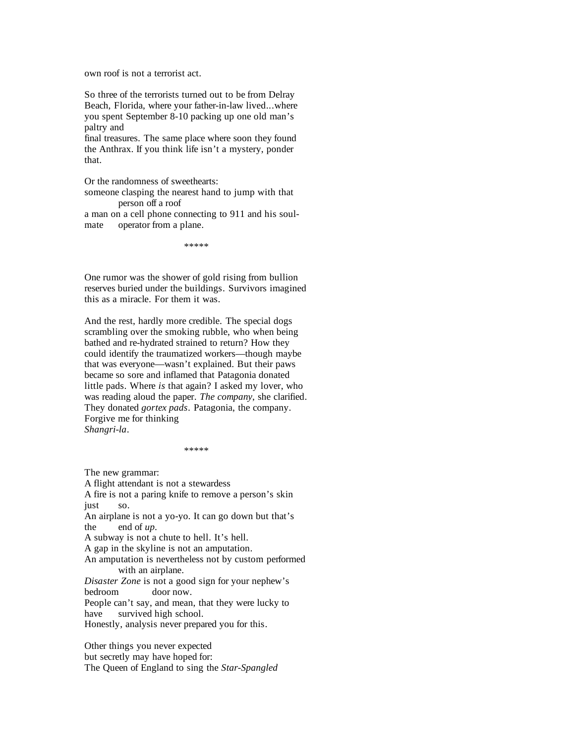own roof is not a terrorist act.

So three of the terrorists turned out to be from Delray Beach, Florida, where your father-in-law lived...where you spent September 8-10 packing up one old man's paltry and
final treasures. The same place where soon they found the Anthrax. If you think life isn't a mystery, ponder that.

Or the randomness of sweethearts:
someone clasping the nearest hand to jump with that person off a roof
a man on a cell phone connecting to 911 and his soul-mate operator from a plane.

*****

One rumor was the shower of gold rising from bullion reserves buried under the buildings. Survivors imagined this as a miracle. For them it was.

And the rest, hardly more credible. The special dogs scrambling over the smoking rubble, who when being bathed and re-hydrated strained to return? How they could identify the traumatized workers—though maybe that was everyone—wasn't explained. But their paws became so sore and inflamed that Patagonia donated little pads. Where *is* that again? I asked my lover, who was reading aloud the paper. *The company*, she clarified. They donated *gortex pads*. Patagonia, the company. Forgive me for thinking
*Shangri-la*.

*****

The new grammar:
A flight attendant is not a stewardess
A fire is not a paring knife to remove a person's skin just so.
An airplane is not a yo-yo. It can go down but that's the end of *up*.
A subway is not a chute to hell. It's hell.
A gap in the skyline is not an amputation.
An amputation is nevertheless not by custom performed with an airplane.
*Disaster Zone* is not a good sign for your nephew's bedroom door now.
People can't say, and mean, that they were lucky to have survived high school.
Honestly, analysis never prepared you for this.

Other things you never expected
but secretly may have hoped for:
The Queen of England to sing the *Star-Spangled*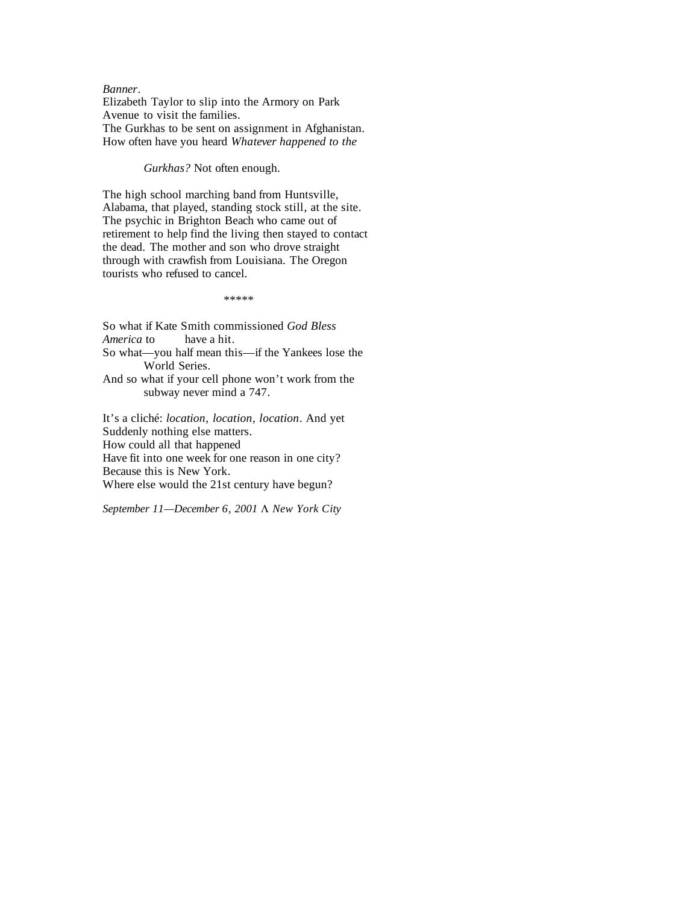*Banner*.
Elizabeth Taylor to slip into the Armory on Park
Avenue to visit the families.
The Gurkhas to be sent on assignment in Afghanistan.
How often have you heard *Whatever happened to the*

*Gurkhas?* Not often enough.

The high school marching band from Huntsville,
Alabama, that played, standing stock still, at the site.
The psychic in Brighton Beach who came out of
retirement to help find the living then stayed to contact
the dead. The mother and son who drove straight
through with crawfish from Louisiana. The Oregon
tourists who refused to cancel.

*****

So what if Kate Smith commissioned *God Bless*
*America* to have a hit.
So what—you half mean this—if the Yankees lose the
World Series.
And so what if your cell phone won't work from the
subway never mind a 747.

It's a cliché: *location, location, location*. And yet
Suddenly nothing else matters.
How could all that happened
Have fit into one week for one reason in one city?
Because this is New York.
Where else would the 21st century have begun?

*September 11—December 6, 2001* Λ *New York City*